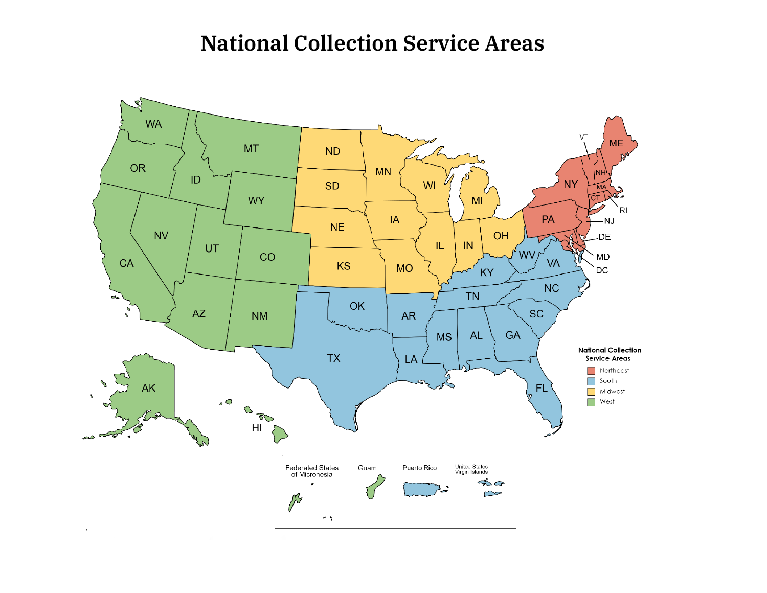# National Collection Service Areas

**National Collection Service Areas**

- Northeast
- South
- Midwest
- West

WA, OR, CA, ID, NV, MT, WY, UT, CO, AZ, NM, AK, HI, ND, SD, NE, KS, MN, IA, MO, WI, IL, MI, IN, OH, OK, TX, AR, LA, MS, AL, TN, KY, GA, FL, SC, NC, VA, WV, ME, VT, NH, MA, NY, CT, RI, PA, NJ, DE, MD, DC

Federated States of Micronesia, Guam, Puerto Rico, United States Virgin Islands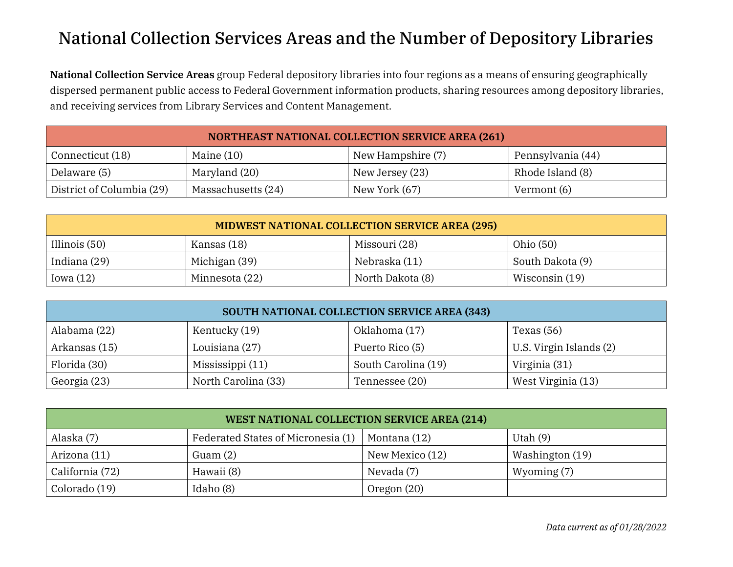# National Collection Services Areas and the Number of Depository Libraries

**National Collection Service Areas** group Federal depository libraries into four regions as a means of ensuring geographically dispersed permanent public access to Federal Government information products, sharing resources among depository libraries, and receiving services from Library Services and Content Management.

| NORTHEAST NATIONAL COLLECTION SERVICE AREA (261) | | | |
|---|---|---|---|
| Connecticut (18) | Maine (10) | New Hampshire (7) | Pennsylvania (44) |
| Delaware (5) | Maryland (20) | New Jersey (23) | Rhode Island (8) |
| District of Columbia (29) | Massachusetts (24) | New York (67) | Vermont (6) |

| MIDWEST NATIONAL COLLECTION SERVICE AREA (295) | | | |
|---|---|---|---|
| Illinois (50) | Kansas (18) | Missouri (28) | Ohio (50) |
| Indiana (29) | Michigan (39) | Nebraska (11) | South Dakota (9) |
| Iowa (12) | Minnesota (22) | North Dakota (8) | Wisconsin (19) |

| SOUTH NATIONAL COLLECTION SERVICE AREA (343) | | | |
|---|---|---|---|
| Alabama (22) | Kentucky (19) | Oklahoma (17) | Texas (56) |
| Arkansas (15) | Louisiana (27) | Puerto Rico (5) | U.S. Virgin Islands (2) |
| Florida (30) | Mississippi (11) | South Carolina (19) | Virginia (31) |
| Georgia (23) | North Carolina (33) | Tennessee (20) | West Virginia (13) |

| WEST NATIONAL COLLECTION SERVICE AREA (214) | | | |
|---|---|---|---|
| Alaska (7) | Federated States of Micronesia (1) | Montana (12) | Utah (9) |
| Arizona (11) | Guam (2) | New Mexico (12) | Washington (19) |
| California (72) | Hawaii (8) | Nevada (7) | Wyoming (7) |
| Colorado (19) | Idaho (8) | Oregon (20) | |

*Data current as of 01/28/2022*